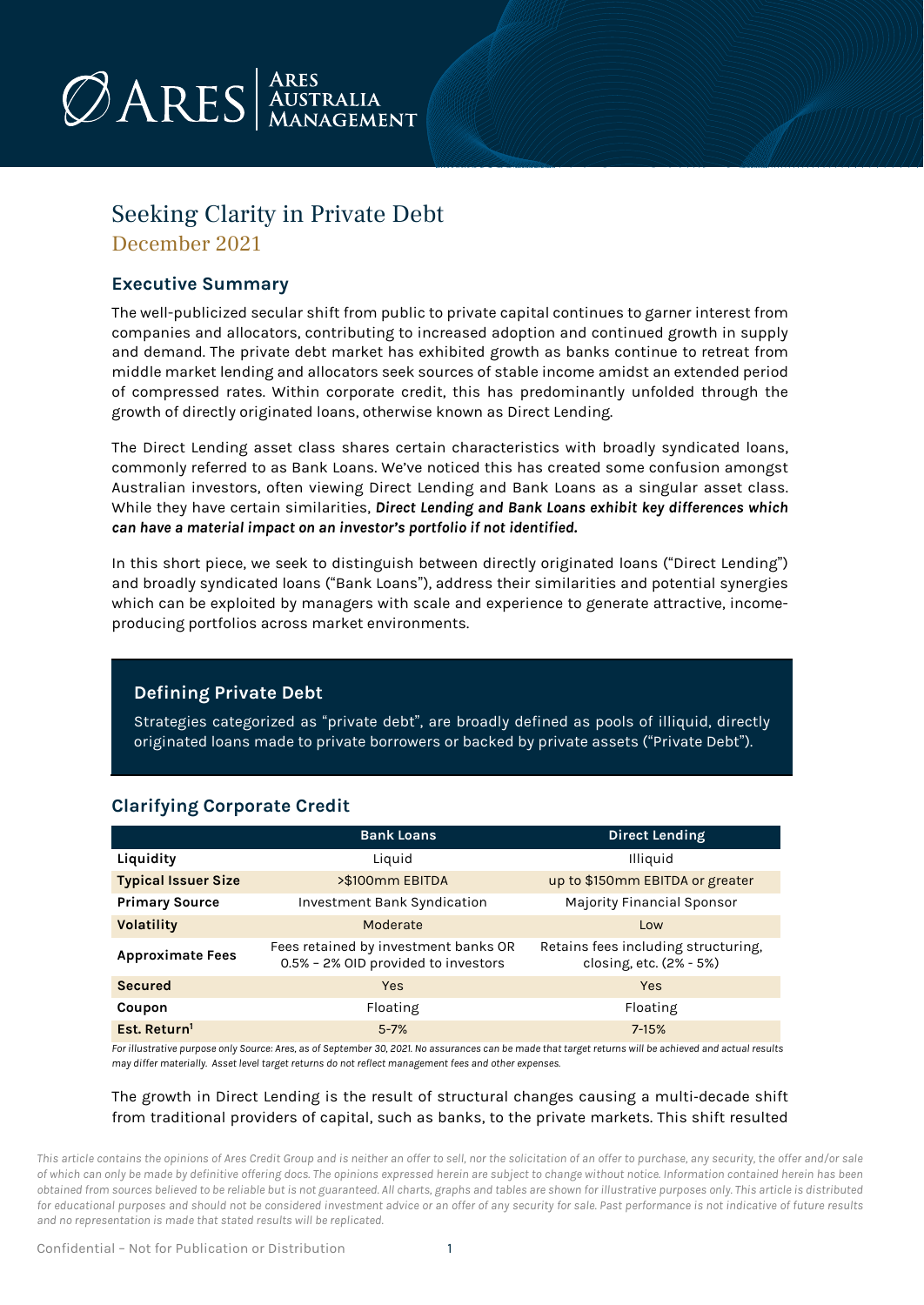# Seeking Clarity in Private Debt

December 2021

## Executive Summary

The well-publicized secular shift from public to private capital continues to garner interest from companies and allocators, contributing to increased adoption and continued growth in supply and demand. The private debt market has exhibited growth as banks continue to retreat from middle market lending and allocators seek sources of stable income amidst an extended period of compressed rates. Within corporate credit, this has predominantly unfolded through the growth of directly originated loans, otherwise known as Direct Lending.

The Direct Lending asset class shares certain characteristics with broadly syndicated loans, commonly referred to as Bank Loans. We've noticed this has created some confusion amongst Australian investors, often viewing Direct Lending and Bank Loans as a singular asset class. While they have certain similarities, ***Direct Lending and Bank Loans exhibit key differences which can have a material impact on an investor's portfolio if not identified.***

In this short piece, we seek to distinguish between directly originated loans ("Direct Lending") and broadly syndicated loans ("Bank Loans"), address their similarities and potential synergies which can be exploited by managers with scale and experience to generate attractive, income-producing portfolios across market environments.

### Defining Private Debt

Strategies categorized as "private debt", are broadly defined as pools of illiquid, directly originated loans made to private borrowers or backed by private assets ("Private Debt").

## Clarifying Corporate Credit

| | Bank Loans | Direct Lending |
|---|---|---|
| **Liquidity** | Liquid | Illiquid |
| **Typical Issuer Size** | >$100mm EBITDA | up to $150mm EBITDA or greater |
| **Primary Source** | Investment Bank Syndication | Majority Financial Sponsor |
| **Volatility** | Moderate | Low |
| **Approximate Fees** | Fees retained by investment banks OR 0.5% – 2% OID provided to investors | Retains fees including structuring, closing, etc. (2% - 5%) |
| **Secured** | Yes | Yes |
| **Coupon** | Floating | Floating |
| **Est. Return**[1] | 5-7% | 7-15% |

*For illustrative purpose only Source: Ares, as of September 30, 2021. No assurances can be made that target returns will be achieved and actual results may differ materially. Asset level target returns do not reflect management fees and other expenses.*

The growth in Direct Lending is the result of structural changes causing a multi-decade shift from traditional providers of capital, such as banks, to the private markets. This shift resulted

*This article contains the opinions of Ares Credit Group and is neither an offer to sell, nor the solicitation of an offer to purchase, any security, the offer and/or sale of which can only be made by definitive offering docs. The opinions expressed herein are subject to change without notice. Information contained herein has been obtained from sources believed to be reliable but is not guaranteed. All charts, graphs and tables are shown for illustrative purposes only. This article is distributed for educational purposes and should not be considered investment advice or an offer of any security for sale. Past performance is not indicative of future results and no representation is made that stated results will be replicated.*

Confidential – Not for Publication or Distribution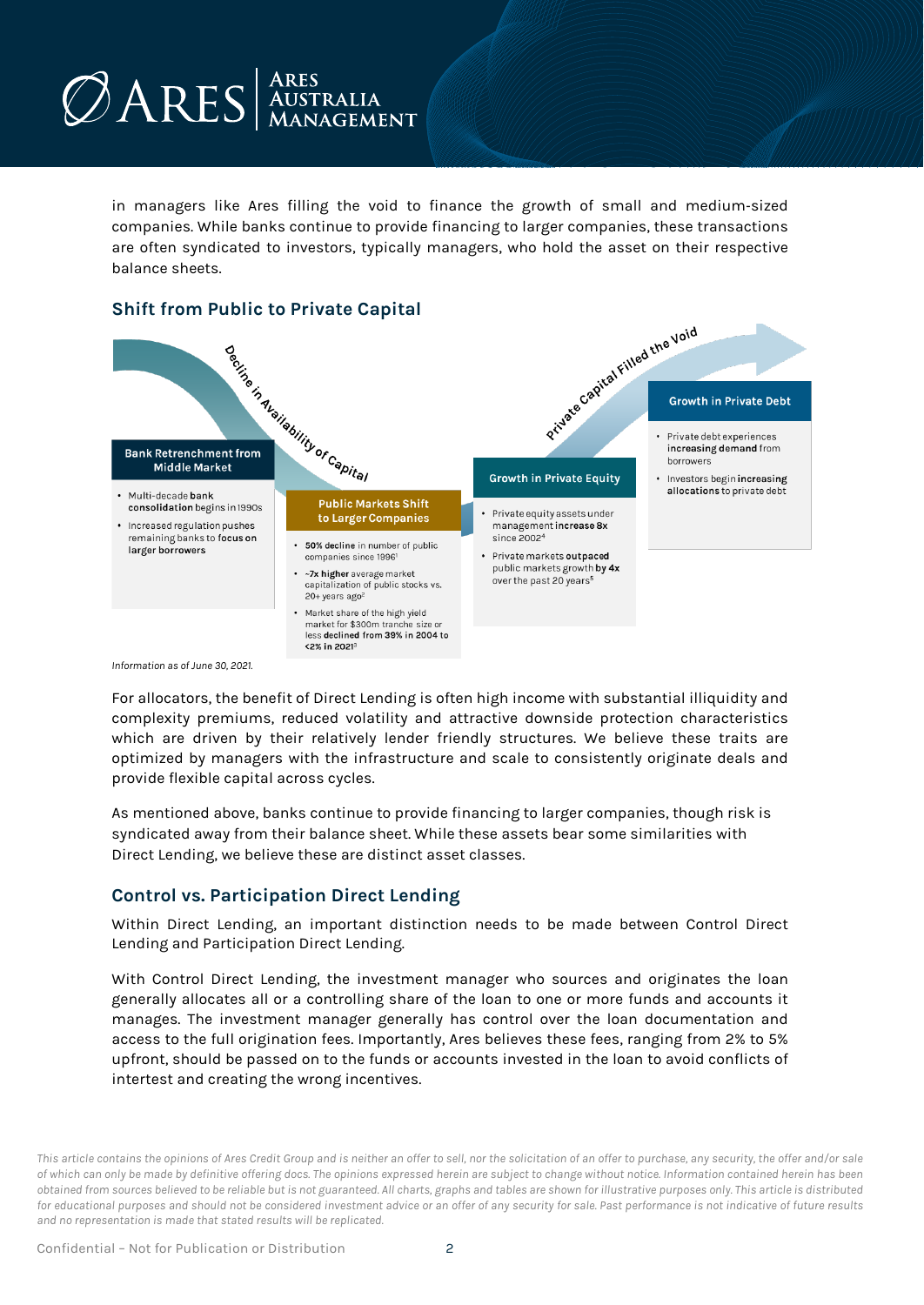in managers like Ares filling the void to finance the growth of small and medium-sized companies. While banks continue to provide financing to larger companies, these transactions are often syndicated to investors, typically managers, who hold the asset on their respective balance sheets.

## Shift from Public to Private Capital

*Decline in Availability of Capital* → *Private Capital Filled the Void*

**Bank Retrenchment from Middle Market**

- Multi-decade **bank consolidation** begins in 1990s
- Increased regulation pushes remaining banks to **focus on larger borrowers**

**Public Markets Shift to Larger Companies**

- **50% decline** in number of public companies since 1996[1]
- **~7x higher** average market capitalization of public stocks vs. 20+ years ago[2]
- Market share of the high yield market for $300m tranche size or less **declined from 39% in 2004 to <2% in 2021**[3]

**Growth in Private Equity**

- Private equity assets under management **increase 8x** since 2002[4]
- Private markets **outpaced** public markets growth **by 4x** over the past 20 years[5]

**Growth in Private Debt**

- Private debt experiences **increasing demand** from borrowers
- Investors begin **increasing allocations** to private debt

*Information as of June 30, 2021.*

For allocators, the benefit of Direct Lending is often high income with substantial illiquidity and complexity premiums, reduced volatility and attractive downside protection characteristics which are driven by their relatively lender friendly structures. We believe these traits are optimized by managers with the infrastructure and scale to consistently originate deals and provide flexible capital across cycles.

As mentioned above, banks continue to provide financing to larger companies, though risk is syndicated away from their balance sheet. While these assets bear some similarities with Direct Lending, we believe these are distinct asset classes.

## Control vs. Participation Direct Lending

Within Direct Lending, an important distinction needs to be made between Control Direct Lending and Participation Direct Lending.

With Control Direct Lending, the investment manager who sources and originates the loan generally allocates all or a controlling share of the loan to one or more funds and accounts it manages. The investment manager generally has control over the loan documentation and access to the full origination fees. Importantly, Ares believes these fees, ranging from 2% to 5% upfront, should be passed on to the funds or accounts invested in the loan to avoid conflicts of intertest and creating the wrong incentives.

*This article contains the opinions of Ares Credit Group and is neither an offer to sell, nor the solicitation of an offer to purchase, any security, the offer and/or sale of which can only be made by definitive offering docs. The opinions expressed herein are subject to change without notice. Information contained herein has been obtained from sources believed to be reliable but is not guaranteed. All charts, graphs and tables are shown for illustrative purposes only. This article is distributed for educational purposes and should not be considered investment advice or an offer of any security for sale. Past performance is not indicative of future results and no representation is made that stated results will be replicated.*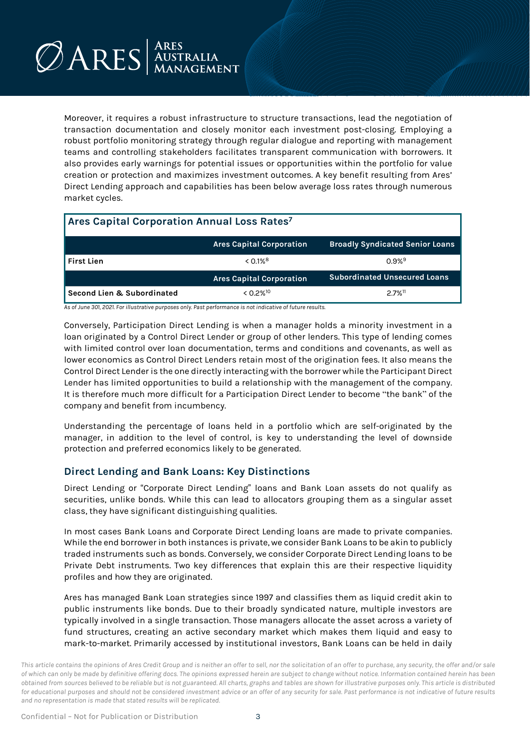Moreover, it requires a robust infrastructure to structure transactions, lead the negotiation of transaction documentation and closely monitor each investment post-closing. Employing a robust portfolio monitoring strategy through regular dialogue and reporting with management teams and controlling stakeholders facilitates transparent communication with borrowers. It also provides early warnings for potential issues or opportunities within the portfolio for value creation or protection and maximizes investment outcomes. A key benefit resulting from Ares' Direct Lending approach and capabilities has been below average loss rates through numerous market cycles.

**Ares Capital Corporation Annual Loss Rates[7]**

| | Ares Capital Corporation | Broadly Syndicated Senior Loans |
|---|---|---|
| **First Lien** | < 0.1%[8] | 0.9%[9] |
| | **Ares Capital Corporation** | **Subordinated Unsecured Loans** |
| **Second Lien & Subordinated** | < 0.2%[10] | 2.7%[11] |

*As of June 301, 2021. For illustrative purposes only. Past performance is not indicative of future results.*

Conversely, Participation Direct Lending is when a manager holds a minority investment in a loan originated by a Control Direct Lender or group of other lenders. This type of lending comes with limited control over loan documentation, terms and conditions and covenants, as well as lower economics as Control Direct Lenders retain most of the origination fees. It also means the Control Direct Lender is the one directly interacting with the borrower while the Participant Direct Lender has limited opportunities to build a relationship with the management of the company. It is therefore much more difficult for a Participation Direct Lender to become "the bank" of the company and benefit from incumbency.

Understanding the percentage of loans held in a portfolio which are self-originated by the manager, in addition to the level of control, is key to understanding the level of downside protection and preferred economics likely to be generated.

## Direct Lending and Bank Loans: Key Distinctions

Direct Lending or "Corporate Direct Lending" loans and Bank Loan assets do not qualify as securities, unlike bonds. While this can lead to allocators grouping them as a singular asset class, they have significant distinguishing qualities.

In most cases Bank Loans and Corporate Direct Lending loans are made to private companies. While the end borrower in both instances is private, we consider Bank Loans to be akin to publicly traded instruments such as bonds. Conversely, we consider Corporate Direct Lending loans to be Private Debt instruments. Two key differences that explain this are their respective liquidity profiles and how they are originated.

Ares has managed Bank Loan strategies since 1997 and classifies them as liquid credit akin to public instruments like bonds. Due to their broadly syndicated nature, multiple investors are typically involved in a single transaction. Those managers allocate the asset across a variety of fund structures, creating an active secondary market which makes them liquid and easy to mark-to-market. Primarily accessed by institutional investors, Bank Loans can be held in daily

*This article contains the opinions of Ares Credit Group and is neither an offer to sell, nor the solicitation of an offer to purchase, any security, the offer and/or sale of which can only be made by definitive offering docs. The opinions expressed herein are subject to change without notice. Information contained herein has been obtained from sources believed to be reliable but is not guaranteed. All charts, graphs and tables are shown for illustrative purposes only. This article is distributed for educational purposes and should not be considered investment advice or an offer of any security for sale. Past performance is not indicative of future results and no representation is made that stated results will be replicated.*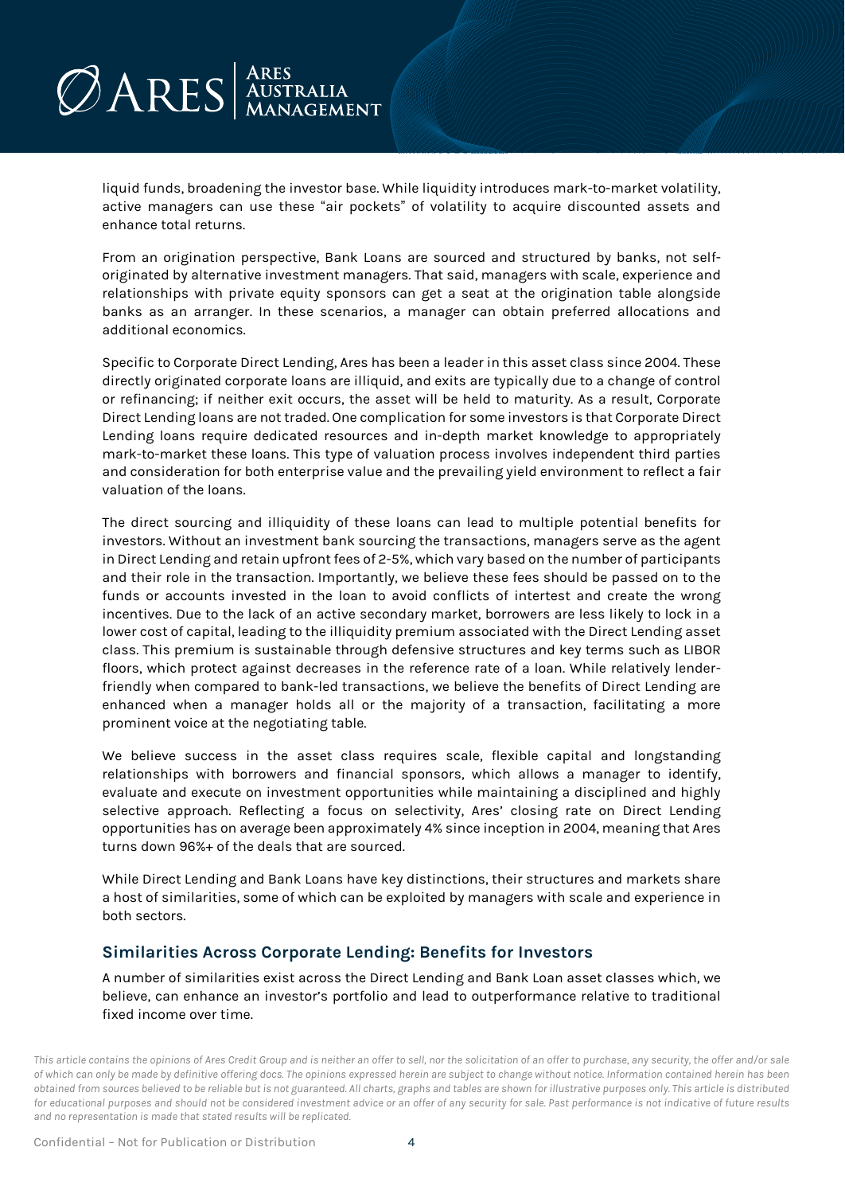liquid funds, broadening the investor base. While liquidity introduces mark-to-market volatility, active managers can use these "air pockets" of volatility to acquire discounted assets and enhance total returns.

From an origination perspective, Bank Loans are sourced and structured by banks, not self-originated by alternative investment managers. That said, managers with scale, experience and relationships with private equity sponsors can get a seat at the origination table alongside banks as an arranger. In these scenarios, a manager can obtain preferred allocations and additional economics.

Specific to Corporate Direct Lending, Ares has been a leader in this asset class since 2004. These directly originated corporate loans are illiquid, and exits are typically due to a change of control or refinancing; if neither exit occurs, the asset will be held to maturity. As a result, Corporate Direct Lending loans are not traded. One complication for some investors is that Corporate Direct Lending loans require dedicated resources and in-depth market knowledge to appropriately mark-to-market these loans. This type of valuation process involves independent third parties and consideration for both enterprise value and the prevailing yield environment to reflect a fair valuation of the loans.

The direct sourcing and illiquidity of these loans can lead to multiple potential benefits for investors. Without an investment bank sourcing the transactions, managers serve as the agent in Direct Lending and retain upfront fees of 2-5%, which vary based on the number of participants and their role in the transaction. Importantly, we believe these fees should be passed on to the funds or accounts invested in the loan to avoid conflicts of intertest and create the wrong incentives. Due to the lack of an active secondary market, borrowers are less likely to lock in a lower cost of capital, leading to the illiquidity premium associated with the Direct Lending asset class. This premium is sustainable through defensive structures and key terms such as LIBOR floors, which protect against decreases in the reference rate of a loan. While relatively lender-friendly when compared to bank-led transactions, we believe the benefits of Direct Lending are enhanced when a manager holds all or the majority of a transaction, facilitating a more prominent voice at the negotiating table.

We believe success in the asset class requires scale, flexible capital and longstanding relationships with borrowers and financial sponsors, which allows a manager to identify, evaluate and execute on investment opportunities while maintaining a disciplined and highly selective approach. Reflecting a focus on selectivity, Ares' closing rate on Direct Lending opportunities has on average been approximately 4% since inception in 2004, meaning that Ares turns down 96%+ of the deals that are sourced.

While Direct Lending and Bank Loans have key distinctions, their structures and markets share a host of similarities, some of which can be exploited by managers with scale and experience in both sectors.

## Similarities Across Corporate Lending: Benefits for Investors

A number of similarities exist across the Direct Lending and Bank Loan asset classes which, we believe, can enhance an investor's portfolio and lead to outperformance relative to traditional fixed income over time.

*This article contains the opinions of Ares Credit Group and is neither an offer to sell, nor the solicitation of an offer to purchase, any security, the offer and/or sale of which can only be made by definitive offering docs. The opinions expressed herein are subject to change without notice. Information contained herein has been obtained from sources believed to be reliable but is not guaranteed. All charts, graphs and tables are shown for illustrative purposes only. This article is distributed for educational purposes and should not be considered investment advice or an offer of any security for sale. Past performance is not indicative of future results and no representation is made that stated results will be replicated.*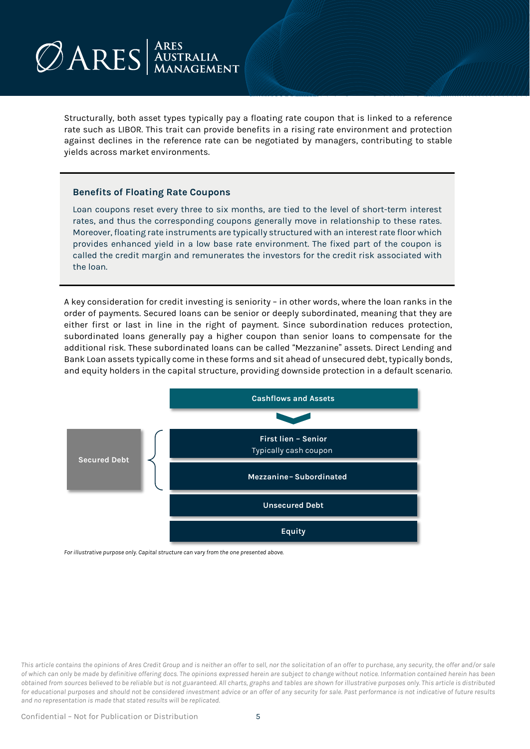Structurally, both asset types typically pay a floating rate coupon that is linked to a reference rate such as LIBOR. This trait can provide benefits in a rising rate environment and protection against declines in the reference rate can be negotiated by managers, contributing to stable yields across market environments.

### Benefits of Floating Rate Coupons

Loan coupons reset every three to six months, are tied to the level of short-term interest rates, and thus the corresponding coupons generally move in relationship to these rates. Moreover, floating rate instruments are typically structured with an interest rate floor which provides enhanced yield in a low base rate environment. The fixed part of the coupon is called the credit margin and remunerates the investors for the credit risk associated with the loan.

A key consideration for credit investing is seniority – in other words, where the loan ranks in the order of payments. Secured loans can be senior or deeply subordinated, meaning that they are either first or last in line in the right of payment. Since subordination reduces protection, subordinated loans generally pay a higher coupon than senior loans to compensate for the additional risk. These subordinated loans can be called "Mezzanine" assets. Direct Lending and Bank Loan assets typically come in these forms and sit ahead of unsecured debt, typically bonds, and equity holders in the capital structure, providing downside protection in a default scenario.

**Cashflows and Assets**

**Secured Debt**
- **First lien – Senior** — Typically cash coupon
- **Mezzanine– Subordinated**

**Unsecured Debt**

**Equity**

*For illustrative purpose only. Capital structure can vary from the one presented above.*

*This article contains the opinions of Ares Credit Group and is neither an offer to sell, nor the solicitation of an offer to purchase, any security, the offer and/or sale of which can only be made by definitive offering docs. The opinions expressed herein are subject to change without notice. Information contained herein has been obtained from sources believed to be reliable but is not guaranteed. All charts, graphs and tables are shown for illustrative purposes only. This article is distributed for educational purposes and should not be considered investment advice or an offer of any security for sale. Past performance is not indicative of future results and no representation is made that stated results will be replicated.*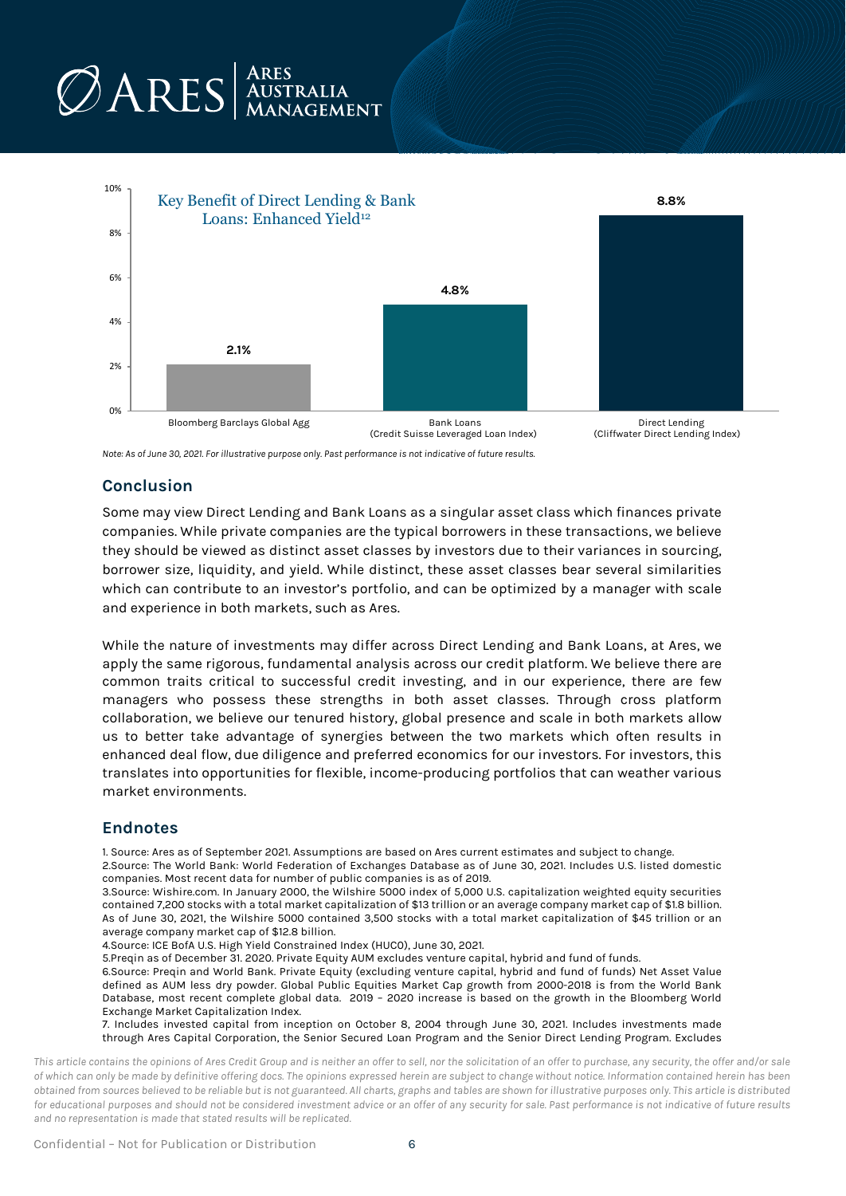Key Benefit of Direct Lending & Bank Loans: Enhanced Yield[12]

| | Yield |
|---|---|
| Bloomberg Barclays Global Agg | 2.1% |
| Bank Loans (Credit Suisse Leveraged Loan Index) | 4.8% |
| Direct Lending (Cliffwater Direct Lending Index) | 8.8% |

*Note: As of June 30, 2021. For illustrative purpose only. Past performance is not indicative of future results.*

## Conclusion

Some may view Direct Lending and Bank Loans as a singular asset class which finances private companies. While private companies are the typical borrowers in these transactions, we believe they should be viewed as distinct asset classes by investors due to their variances in sourcing, borrower size, liquidity, and yield. While distinct, these asset classes bear several similarities which can contribute to an investor's portfolio, and can be optimized by a manager with scale and experience in both markets, such as Ares.

While the nature of investments may differ across Direct Lending and Bank Loans, at Ares, we apply the same rigorous, fundamental analysis across our credit platform. We believe there are common traits critical to successful credit investing, and in our experience, there are few managers who possess these strengths in both asset classes. Through cross platform collaboration, we believe our tenured history, global presence and scale in both markets allow us to better take advantage of synergies between the two markets which often results in enhanced deal flow, due diligence and preferred economics for our investors. For investors, this translates into opportunities for flexible, income-producing portfolios that can weather various market environments.

## Endnotes

1. Source: Ares as of September 2021. Assumptions are based on Ares current estimates and subject to change.
2. Source: The World Bank: World Federation of Exchanges Database as of June 30, 2021. Includes U.S. listed domestic companies. Most recent data for number of public companies is as of 2019.
3. Source: Wishire.com. In January 2000, the Wilshire 5000 index of 5,000 U.S. capitalization weighted equity securities contained 7,200 stocks with a total market capitalization of $13 trillion or an average company market cap of $1.8 billion. As of June 30, 2021, the Wilshire 5000 contained 3,500 stocks with a total market capitalization of $45 trillion or an average company market cap of $12.8 billion.
4. Source: ICE BofA U.S. High Yield Constrained Index (HUC0), June 30, 2021.
5. Preqin as of December 31. 2020. Private Equity AUM excludes venture capital, hybrid and fund of funds.
6. Source: Preqin and World Bank. Private Equity (excluding venture capital, hybrid and fund of funds) Net Asset Value defined as AUM less dry powder. Global Public Equities Market Cap growth from 2000-2018 is from the World Bank Database, most recent complete global data. 2019 – 2020 increase is based on the growth in the Bloomberg World Exchange Market Capitalization Index.
7. Includes invested capital from inception on October 8, 2004 through June 30, 2021. Includes investments made through Ares Capital Corporation, the Senior Secured Loan Program and the Senior Direct Lending Program. Excludes

*This article contains the opinions of Ares Credit Group and is neither an offer to sell, nor the solicitation of an offer to purchase, any security, the offer and/or sale of which can only be made by definitive offering docs. The opinions expressed herein are subject to change without notice. Information contained herein has been obtained from sources believed to be reliable but is not guaranteed. All charts, graphs and tables are shown for illustrative purposes only. This article is distributed for educational purposes and should not be considered investment advice or an offer of any security for sale. Past performance is not indicative of future results and no representation is made that stated results will be replicated.*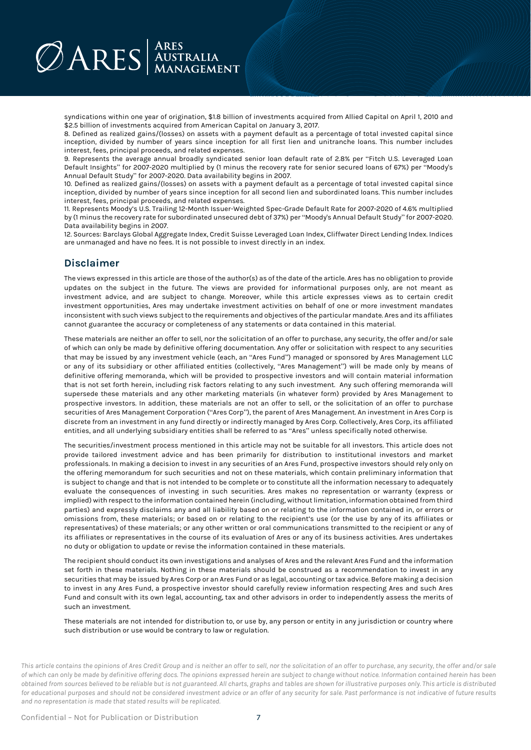syndications within one year of origination, $1.8 billion of investments acquired from Allied Capital on April 1, 2010 and $2.5 billion of investments acquired from American Capital on January 3, 2017.

8. Defined as realized gains/(losses) on assets with a payment default as a percentage of total invested capital since inception, divided by number of years since inception for all first lien and unitranche loans. This number includes interest, fees, principal proceeds, and related expenses.

9. Represents the average annual broadly syndicated senior loan default rate of 2.8% per "Fitch U.S. Leveraged Loan Default Insights" for 2007-2020 multiplied by (1 minus the recovery rate for senior secured loans of 67%) per "Moody's Annual Default Study" for 2007-2020. Data availability begins in 2007.

10. Defined as realized gains/(losses) on assets with a payment default as a percentage of total invested capital since inception, divided by number of years since inception for all second lien and subordinated loans. This number includes interest, fees, principal proceeds, and related expenses.

11. Represents Moody's U.S. Trailing 12-Month Issuer-Weighted Spec-Grade Default Rate for 2007-2020 of 4.6% multiplied by (1 minus the recovery rate for subordinated unsecured debt of 37%) per "Moody's Annual Default Study" for 2007-2020. Data availability begins in 2007.

12. Sources: Barclays Global Aggregate Index, Credit Suisse Leveraged Loan Index, Cliffwater Direct Lending Index. Indices are unmanaged and have no fees. It is not possible to invest directly in an index.

## Disclaimer

The views expressed in this article are those of the author(s) as of the date of the article. Ares has no obligation to provide updates on the subject in the future. The views are provided for informational purposes only, are not meant as investment advice, and are subject to change. Moreover, while this article expresses views as to certain credit investment opportunities, Ares may undertake investment activities on behalf of one or more investment mandates inconsistent with such views subject to the requirements and objectives of the particular mandate. Ares and its affiliates cannot guarantee the accuracy or completeness of any statements or data contained in this material.

These materials are neither an offer to sell, nor the solicitation of an offer to purchase, any security, the offer and/or sale of which can only be made by definitive offering documentation. Any offer or solicitation with respect to any securities that may be issued by any investment vehicle (each, an "Ares Fund") managed or sponsored by Ares Management LLC or any of its subsidiary or other affiliated entities (collectively, "Ares Management") will be made only by means of definitive offering memoranda, which will be provided to prospective investors and will contain material information that is not set forth herein, including risk factors relating to any such investment. Any such offering memoranda will supersede these materials and any other marketing materials (in whatever form) provided by Ares Management to prospective investors. In addition, these materials are not an offer to sell, or the solicitation of an offer to purchase securities of Ares Management Corporation ("Ares Corp"), the parent of Ares Management. An investment in Ares Corp is discrete from an investment in any fund directly or indirectly managed by Ares Corp. Collectively, Ares Corp, its affiliated entities, and all underlying subsidiary entities shall be referred to as "Ares" unless specifically noted otherwise.

The securities/investment process mentioned in this article may not be suitable for all investors. This article does not provide tailored investment advice and has been primarily for distribution to institutional investors and market professionals. In making a decision to invest in any securities of an Ares Fund, prospective investors should rely only on the offering memorandum for such securities and not on these materials, which contain preliminary information that is subject to change and that is not intended to be complete or to constitute all the information necessary to adequately evaluate the consequences of investing in such securities. Ares makes no representation or warranty (express or implied) with respect to the information contained herein (including, without limitation, information obtained from third parties) and expressly disclaims any and all liability based on or relating to the information contained in, or errors or omissions from, these materials; or based on or relating to the recipient's use (or the use by any of its affiliates or representatives) of these materials; or any other written or oral communications transmitted to the recipient or any of its affiliates or representatives in the course of its evaluation of Ares or any of its business activities. Ares undertakes no duty or obligation to update or revise the information contained in these materials.

The recipient should conduct its own investigations and analyses of Ares and the relevant Ares Fund and the information set forth in these materials. Nothing in these materials should be construed as a recommendation to invest in any securities that may be issued by Ares Corp or an Ares Fund or as legal, accounting or tax advice. Before making a decision to invest in any Ares Fund, a prospective investor should carefully review information respecting Ares and such Ares Fund and consult with its own legal, accounting, tax and other advisors in order to independently assess the merits of such an investment.

These materials are not intended for distribution to, or use by, any person or entity in any jurisdiction or country where such distribution or use would be contrary to law or regulation.

*This article contains the opinions of Ares Credit Group and is neither an offer to sell, nor the solicitation of an offer to purchase, any security, the offer and/or sale of which can only be made by definitive offering docs. The opinions expressed herein are subject to change without notice. Information contained herein has been obtained from sources believed to be reliable but is not guaranteed. All charts, graphs and tables are shown for illustrative purposes only. This article is distributed for educational purposes and should not be considered investment advice or an offer of any security for sale. Past performance is not indicative of future results and no representation is made that stated results will be replicated.*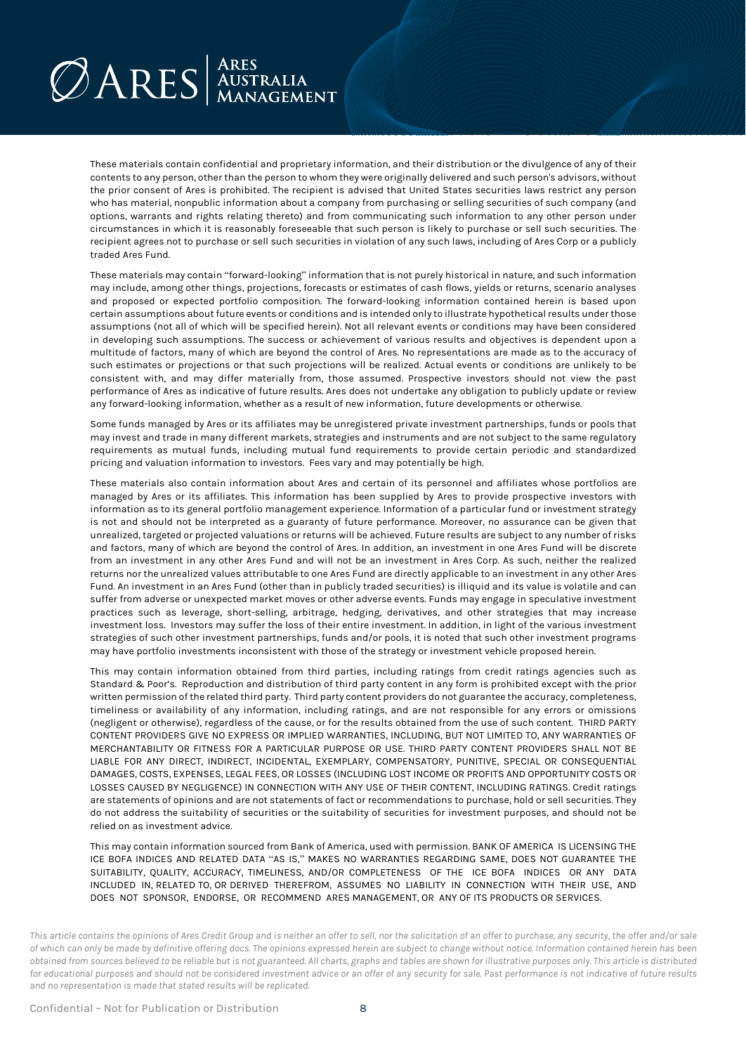These materials contain confidential and proprietary information, and their distribution or the divulgence of any of their contents to any person, other than the person to whom they were originally delivered and such person's advisors, without the prior consent of Ares is prohibited. The recipient is advised that United States securities laws restrict any person who has material, nonpublic information about a company from purchasing or selling securities of such company (and options, warrants and rights relating thereto) and from communicating such information to any other person under circumstances in which it is reasonably foreseeable that such person is likely to purchase or sell such securities. The recipient agrees not to purchase or sell such securities in violation of any such laws, including of Ares Corp or a publicly traded Ares Fund.

These materials may contain "forward-looking" information that is not purely historical in nature, and such information may include, among other things, projections, forecasts or estimates of cash flows, yields or returns, scenario analyses and proposed or expected portfolio composition. The forward-looking information contained herein is based upon certain assumptions about future events or conditions and is intended only to illustrate hypothetical results under those assumptions (not all of which will be specified herein). Not all relevant events or conditions may have been considered in developing such assumptions. The success or achievement of various results and objectives is dependent upon a multitude of factors, many of which are beyond the control of Ares. No representations are made as to the accuracy of such estimates or projections or that such projections will be realized. Actual events or conditions are unlikely to be consistent with, and may differ materially from, those assumed. Prospective investors should not view the past performance of Ares as indicative of future results. Ares does not undertake any obligation to publicly update or review any forward-looking information, whether as a result of new information, future developments or otherwise.

Some funds managed by Ares or its affiliates may be unregistered private investment partnerships, funds or pools that may invest and trade in many different markets, strategies and instruments and are not subject to the same regulatory requirements as mutual funds, including mutual fund requirements to provide certain periodic and standardized pricing and valuation information to investors. Fees vary and may potentially be high.

These materials also contain information about Ares and certain of its personnel and affiliates whose portfolios are managed by Ares or its affiliates. This information has been supplied by Ares to provide prospective investors with information as to its general portfolio management experience. Information of a particular fund or investment strategy is not and should not be interpreted as a guaranty of future performance. Moreover, no assurance can be given that unrealized, targeted or projected valuations or returns will be achieved. Future results are subject to any number of risks and factors, many of which are beyond the control of Ares. In addition, an investment in one Ares Fund will be discrete from an investment in any other Ares Fund and will not be an investment in Ares Corp. As such, neither the realized returns nor the unrealized values attributable to one Ares Fund are directly applicable to an investment in any other Ares Fund. An investment in an Ares Fund (other than in publicly traded securities) is illiquid and its value is volatile and can suffer from adverse or unexpected market moves or other adverse events. Funds may engage in speculative investment practices such as leverage, short-selling, arbitrage, hedging, derivatives, and other strategies that may increase investment loss. Investors may suffer the loss of their entire investment. In addition, in light of the various investment strategies of such other investment partnerships, funds and/or pools, it is noted that such other investment programs may have portfolio investments inconsistent with those of the strategy or investment vehicle proposed herein.

This may contain information obtained from third parties, including ratings from credit ratings agencies such as Standard & Poor's. Reproduction and distribution of third party content in any form is prohibited except with the prior written permission of the related third party. Third party content providers do not guarantee the accuracy, completeness, timeliness or availability of any information, including ratings, and are not responsible for any errors or omissions (negligent or otherwise), regardless of the cause, or for the results obtained from the use of such content. THIRD PARTY CONTENT PROVIDERS GIVE NO EXPRESS OR IMPLIED WARRANTIES, INCLUDING, BUT NOT LIMITED TO, ANY WARRANTIES OF MERCHANTABILITY OR FITNESS FOR A PARTICULAR PURPOSE OR USE. THIRD PARTY CONTENT PROVIDERS SHALL NOT BE LIABLE FOR ANY DIRECT, INDIRECT, INCIDENTAL, EXEMPLARY, COMPENSATORY, PUNITIVE, SPECIAL OR CONSEQUENTIAL DAMAGES, COSTS, EXPENSES, LEGAL FEES, OR LOSSES (INCLUDING LOST INCOME OR PROFITS AND OPPORTUNITY COSTS OR LOSSES CAUSED BY NEGLIGENCE) IN CONNECTION WITH ANY USE OF THEIR CONTENT, INCLUDING RATINGS. Credit ratings are statements of opinions and are not statements of fact or recommendations to purchase, hold or sell securities. They do not address the suitability of securities or the suitability of securities for investment purposes, and should not be relied on as investment advice.

This may contain information sourced from Bank of America, used with permission. BANK OF AMERICA IS LICENSING THE ICE BOFA INDICES AND RELATED DATA "AS IS," MAKES NO WARRANTIES REGARDING SAME, DOES NOT GUARANTEE THE SUITABILITY, QUALITY, ACCURACY, TIMELINESS, AND/OR COMPLETENESS OF THE ICE BOFA INDICES OR ANY DATA INCLUDED IN, RELATED TO, OR DERIVED THEREFROM, ASSUMES NO LIABILITY IN CONNECTION WITH THEIR USE, AND DOES NOT SPONSOR, ENDORSE, OR RECOMMEND ARES MANAGEMENT, OR ANY OF ITS PRODUCTS OR SERVICES.

*This article contains the opinions of Ares Credit Group and is neither an offer to sell, nor the solicitation of an offer to purchase, any security, the offer and/or sale of which can only be made by definitive offering docs. The opinions expressed herein are subject to change without notice. Information contained herein has been obtained from sources believed to be reliable but is not guaranteed. All charts, graphs and tables are shown for illustrative purposes only. This article is distributed for educational purposes and should not be considered investment advice or an offer of any security for sale. Past performance is not indicative of future results and no representation is made that stated results will be replicated.*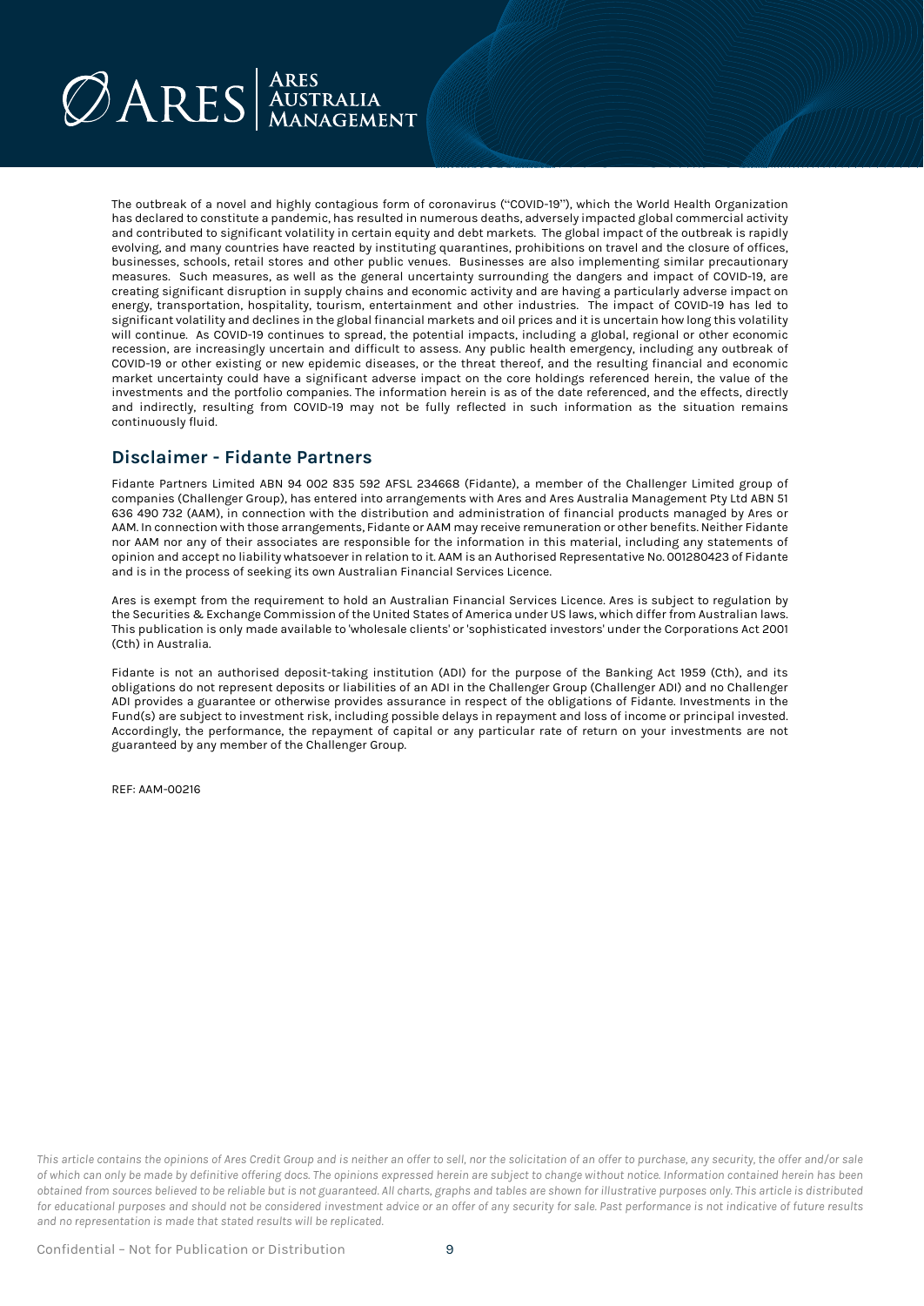The outbreak of a novel and highly contagious form of coronavirus ("COVID-19"), which the World Health Organization has declared to constitute a pandemic, has resulted in numerous deaths, adversely impacted global commercial activity and contributed to significant volatility in certain equity and debt markets. The global impact of the outbreak is rapidly evolving, and many countries have reacted by instituting quarantines, prohibitions on travel and the closure of offices, businesses, schools, retail stores and other public venues. Businesses are also implementing similar precautionary measures. Such measures, as well as the general uncertainty surrounding the dangers and impact of COVID-19, are creating significant disruption in supply chains and economic activity and are having a particularly adverse impact on energy, transportation, hospitality, tourism, entertainment and other industries. The impact of COVID-19 has led to significant volatility and declines in the global financial markets and oil prices and it is uncertain how long this volatility will continue. As COVID-19 continues to spread, the potential impacts, including a global, regional or other economic recession, are increasingly uncertain and difficult to assess. Any public health emergency, including any outbreak of COVID-19 or other existing or new epidemic diseases, or the threat thereof, and the resulting financial and economic market uncertainty could have a significant adverse impact on the core holdings referenced herein, the value of the investments and the portfolio companies. The information herein is as of the date referenced, and the effects, directly and indirectly, resulting from COVID-19 may not be fully reflected in such information as the situation remains continuously fluid.

## Disclaimer - Fidante Partners

Fidante Partners Limited ABN 94 002 835 592 AFSL 234668 (Fidante), a member of the Challenger Limited group of companies (Challenger Group), has entered into arrangements with Ares and Ares Australia Management Pty Ltd ABN 51 636 490 732 (AAM), in connection with the distribution and administration of financial products managed by Ares or AAM. In connection with those arrangements, Fidante or AAM may receive remuneration or other benefits. Neither Fidante nor AAM nor any of their associates are responsible for the information in this material, including any statements of opinion and accept no liability whatsoever in relation to it. AAM is an Authorised Representative No. 001280423 of Fidante and is in the process of seeking its own Australian Financial Services Licence.

Ares is exempt from the requirement to hold an Australian Financial Services Licence. Ares is subject to regulation by the Securities & Exchange Commission of the United States of America under US laws, which differ from Australian laws. This publication is only made available to 'wholesale clients' or 'sophisticated investors' under the Corporations Act 2001 (Cth) in Australia.

Fidante is not an authorised deposit-taking institution (ADI) for the purpose of the Banking Act 1959 (Cth), and its obligations do not represent deposits or liabilities of an ADI in the Challenger Group (Challenger ADI) and no Challenger ADI provides a guarantee or otherwise provides assurance in respect of the obligations of Fidante. Investments in the Fund(s) are subject to investment risk, including possible delays in repayment and loss of income or principal invested. Accordingly, the performance, the repayment of capital or any particular rate of return on your investments are not guaranteed by any member of the Challenger Group.

REF: AAM-00216

*This article contains the opinions of Ares Credit Group and is neither an offer to sell, nor the solicitation of an offer to purchase, any security, the offer and/or sale of which can only be made by definitive offering docs. The opinions expressed herein are subject to change without notice. Information contained herein has been obtained from sources believed to be reliable but is not guaranteed. All charts, graphs and tables are shown for illustrative purposes only. This article is distributed for educational purposes and should not be considered investment advice or an offer of any security for sale. Past performance is not indicative of future results and no representation is made that stated results will be replicated.*